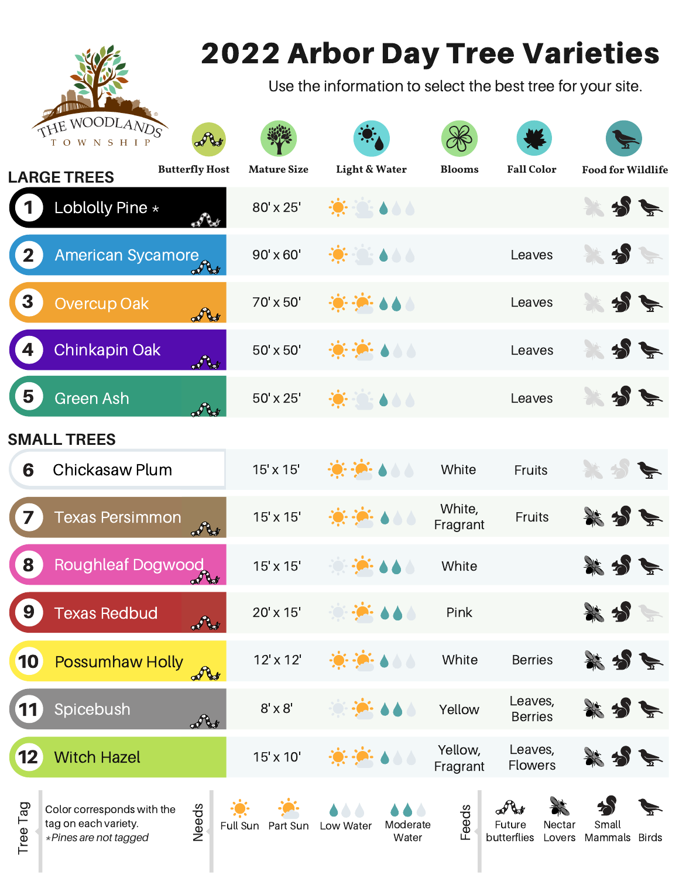# 2022 Arbor Day Tree Varieties

Use the information to select the best tree for your site.

THE WOODLANDS TOWNSHIP

## LARGE TREES

| # | Tree | Butterfly Host | Mature Size | Light & Water | Blooms | Fall Color | Food for Wildlife |
|---|---|---|---|---|---|---|---|
| 1 | Loblolly Pine * | Future butterflies | 80' x 25' | Full Sun; Low Water | | | Small Mammals, Birds |
| 2 | American Sycamore | Future butterflies | 90' x 60' | Full Sun; Low Water | | Leaves | Small Mammals |
| 3 | Overcup Oak | Future butterflies | 70' x 50' | Full Sun, Part Sun; Moderate Water | | Leaves | Small Mammals, Birds |
| 4 | Chinkapin Oak | Future butterflies | 50' x 50' | Full Sun, Part Sun; Low Water | | Leaves | Small Mammals, Birds |
| 5 | Green Ash | Future butterflies | 50' x 25' | Full Sun; Low Water | | Leaves | Small Mammals, Birds |

## SMALL TREES

| # | Tree | Butterfly Host | Mature Size | Light & Water | Blooms | Fall Color | Food for Wildlife |
|---|---|---|---|---|---|---|---|
| 6 | Chickasaw Plum | | 15' x 15' | Full Sun, Part Sun; Low Water | White | Fruits | Birds |
| 7 | Texas Persimmon | Future butterflies | 15' x 15' | Full Sun, Part Sun; Low Water | White, Fragrant | Fruits | Nectar Lovers, Small Mammals, Birds |
| 8 | Roughleaf Dogwood | Future butterflies | 15' x 15' | Part Sun; Moderate Water | White | | Nectar Lovers, Small Mammals, Birds |
| 9 | Texas Redbud | Future butterflies | 20' x 15' | Part Sun; Moderate Water | Pink | | Nectar Lovers, Small Mammals |
| 10 | Possumhaw Holly | Future butterflies | 12' x 12' | Full Sun, Part Sun; Low Water | White | Berries | Nectar Lovers, Small Mammals, Birds |
| 11 | Spicebush | Future butterflies | 8' x 8' | Part Sun; Moderate Water | Yellow | Leaves, Berries | Nectar Lovers, Small Mammals, Birds |
| 12 | Witch Hazel | | 15' x 10' | Full Sun, Part Sun; Low Water | Yellow, Fragrant | Leaves, Flowers | Nectar Lovers, Small Mammals, Birds |

**Tree Tag:** Color corresponds with the tag on each variety. *Pines are not tagged*

**Needs:** Full Sun | Part Sun | Low Water | Moderate Water

**Feeds:** Future butterflies | Nectar Lovers | Small Mammals | Birds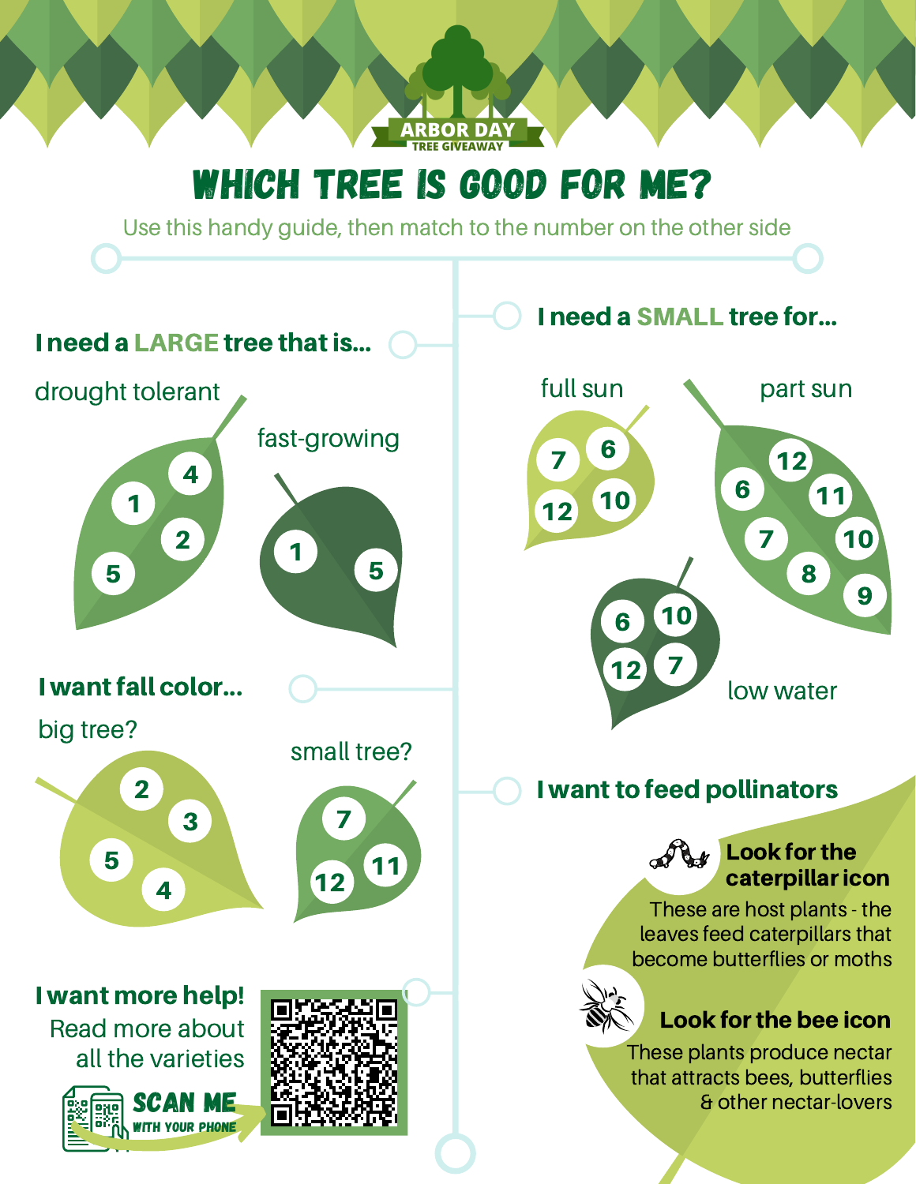ARBOR DAY
TREE GIVEAWAY

# WHICH TREE IS GOOD FOR ME?

Use this handy guide, then match to the number on the other side

## I need a LARGE tree that is...

drought tolerant

1, 4, 2, 5

fast-growing

1, 5

## I need a SMALL tree for...

full sun

7, 6, 12, 10

part sun

12, 6, 11, 7, 10, 8, 9

low water

6, 10, 12, 7

## I want fall color...

big tree?

2, 3, 5, 4

small tree?

7, 12, 11

## I want to feed pollinators

**Look for the caterpillar icon**

These are host plants - the leaves feed caterpillars that become butterflies or moths

**Look for the bee icon**

These plants produce nectar that attracts bees, butterflies & other nectar-lovers

## I want more help!

Read more about all the varieties

SCAN ME
WITH YOUR PHONE